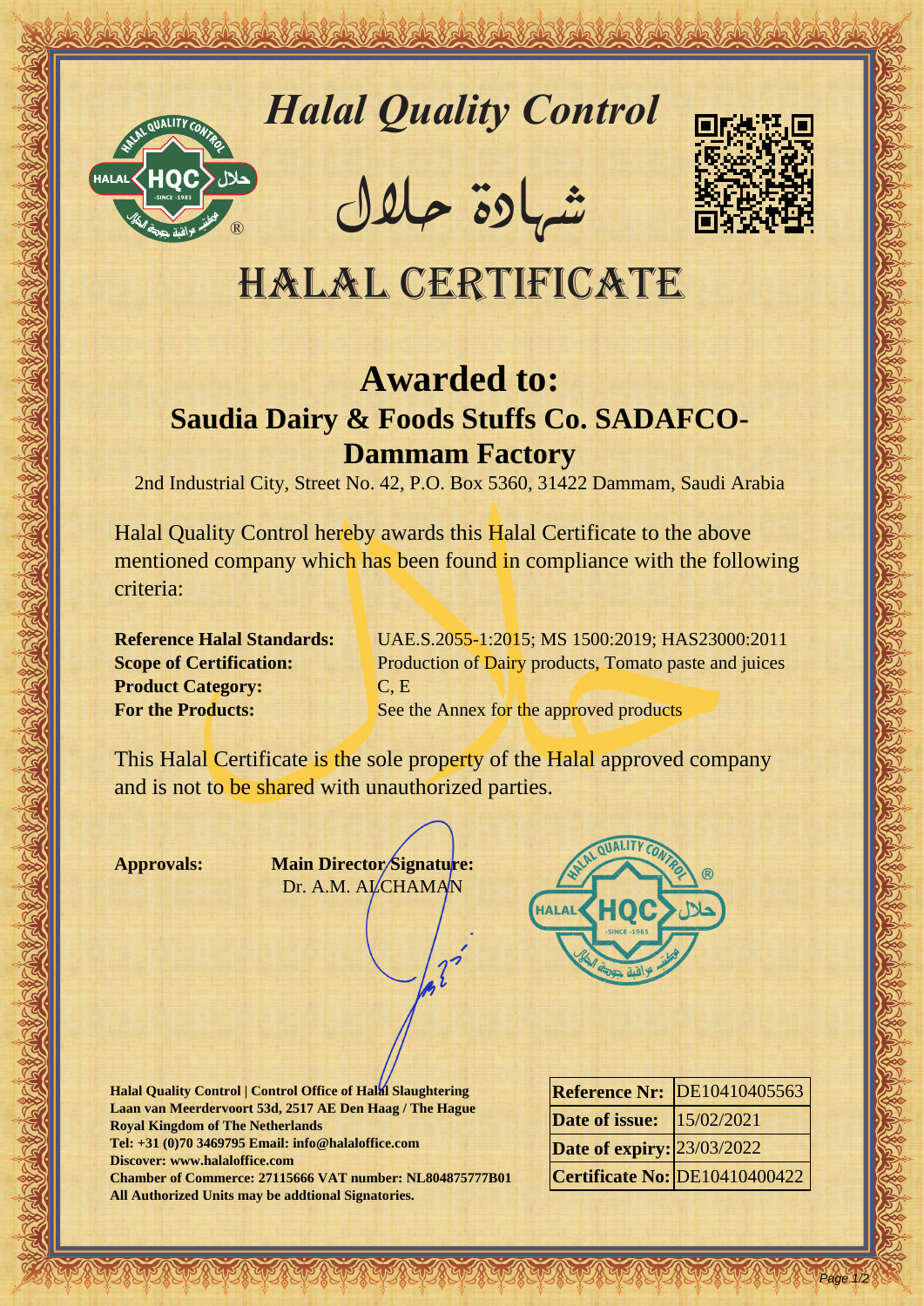# Halal Quality Control

شهادة حلال

# HALAL CERTIFICATE

## Awarded to:

### Saudia Dairy & Foods Stuffs Co. SADAFCO-Dammam Factory

2nd Industrial City, Street No. 42, P.O. Box 5360, 31422 Dammam, Saudi Arabia

Halal Quality Control hereby awards this Halal Certificate to the above mentioned company which has been found in compliance with the following criteria:

**Reference Halal Standards:** UAE.S.2055-1:2015; MS 1500:2019; HAS23000:2011
**Scope of Certification:** Production of Dairy products, Tomato paste and juices
**Product Category:** C, E
**For the Products:** See the Annex for the approved products

This Halal Certificate is the sole property of the Halal approved company and is not to be shared with unauthorized parties.

**Approvals:**

**Main Director Signature:**
Dr. A.M. ALCHAMAN

**Halal Quality Control | Control Office of Halal Slaughtering**
**Laan van Meerdervoort 53d, 2517 AE Den Haag / The Hague**
**Royal Kingdom of The Netherlands**
**Tel: +31 (0)70 3469795 Email: info@halaloffice.com**
**Discover: www.halaloffice.com**
**Chamber of Commerce: 27115666 VAT number: NL804875777B01**
**All Authorized Units may be addtional Signatories.**

| | |
|---|---|
| **Reference Nr:** | DE10410405563 |
| **Date of issue:** | 15/02/2021 |
| **Date of expiry:** | 23/03/2022 |
| **Certificate No:** | DE10410400422 |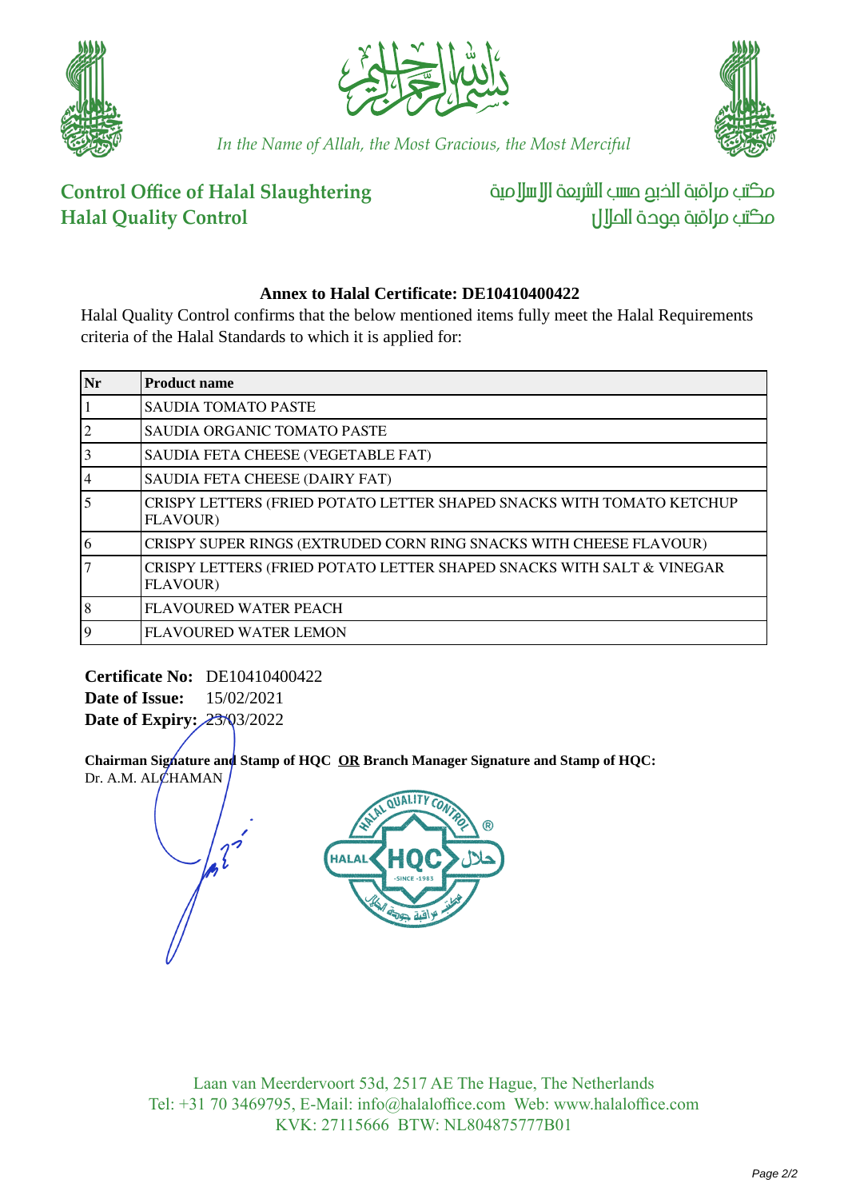In the Name of Allah, the Most Gracious, the Most Merciful

**Control Office of Halal Slaughtering**
**Halal Quality Control**

مكتب مراقبة الذبح حسب الشريعة الإسلامية
مكتب مراقبة جودة الحلال

## Annex to Halal Certificate: DE10410400422

Halal Quality Control confirms that the below mentioned items fully meet the Halal Requirements criteria of the Halal Standards to which it is applied for:

| Nr | Product name |
|---|---|
| 1 | SAUDIA TOMATO PASTE |
| 2 | SAUDIA ORGANIC TOMATO PASTE |
| 3 | SAUDIA FETA CHEESE (VEGETABLE FAT) |
| 4 | SAUDIA FETA CHEESE (DAIRY FAT) |
| 5 | CRISPY LETTERS (FRIED POTATO LETTER SHAPED SNACKS WITH TOMATO KETCHUP FLAVOUR) |
| 6 | CRISPY SUPER RINGS (EXTRUDED CORN RING SNACKS WITH CHEESE FLAVOUR) |
| 7 | CRISPY LETTERS (FRIED POTATO LETTER SHAPED SNACKS WITH SALT & VINEGAR FLAVOUR) |
| 8 | FLAVOURED WATER PEACH |
| 9 | FLAVOURED WATER LEMON |

**Certificate No:** DE10410400422
**Date of Issue:** 15/02/2021
**Date of Expiry:** 23/03/2022

**Chairman Signature and Stamp of HQC OR Branch Manager Signature and Stamp of HQC:**
Dr. A.M. ALCHAMAN

HALAL QUALITY CONTROL ® HALAL HQC حلال -SINCE -1983 مكتب مراقبة جودة الحلال

Laan van Meerdervoort 53d, 2517 AE The Hague, The Netherlands
Tel: +31 70 3469795, E-Mail: info@halaloffice.com Web: www.halaloffice.com
KVK: 27115666 BTW: NL804875777B01